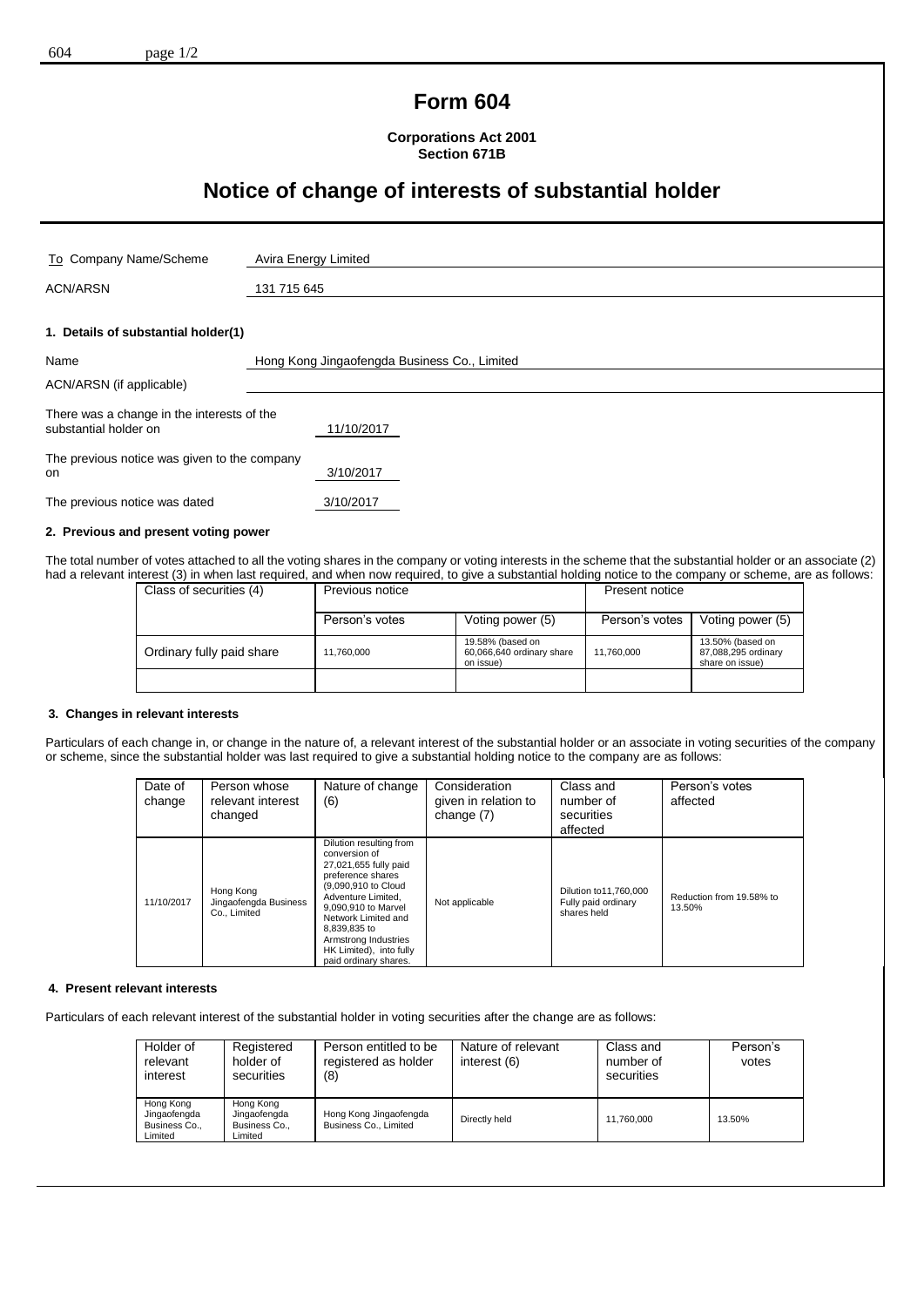# Form 604

**Corporations Act 2001**
**Section 671B**

# Notice of change of interests of substantial holder

| | |
|---|---|
| To Company Name/Scheme | Avira Energy Limited |
| ACN/ARSN | 131 715 645 |

## 1. Details of substantial holder(1)

| | |
|---|---|
| Name | Hong Kong Jingaofengda Business Co., Limited |
| ACN/ARSN (if applicable) | |
| There was a change in the interests of the substantial holder on | 11/10/2017 |
| The previous notice was given to the company on | 3/10/2017 |
| The previous notice was dated | 3/10/2017 |

## 2. Previous and present voting power

The total number of votes attached to all the voting shares in the company or voting interests in the scheme that the substantial holder or an associate (2) had a relevant interest (3) in when last required, and when now required, to give a substantial holding notice to the company or scheme, are as follows:

| Class of securities (4) | Previous notice | | Present notice | |
|---|---|---|---|---|
| | Person's votes | Voting power (5) | Person's votes | Voting power (5) |
| Ordinary fully paid share | 11,760,000 | 19.58% (based on 60,066,640 ordinary share on issue) | 11,760,000 | 13.50% (based on 87,088,295 ordinary share on issue) |
| | | | | |

## 3. Changes in relevant interests

Particulars of each change in, or change in the nature of, a relevant interest of the substantial holder or an associate in voting securities of the company or scheme, since the substantial holder was last required to give a substantial holding notice to the company are as follows:

| Date of change | Person whose relevant interest changed | Nature of change (6) | Consideration given in relation to change (7) | Class and number of securities affected | Person's votes affected |
|---|---|---|---|---|---|
| 11/10/2017 | Hong Kong Jingaofengda Business Co., Limited | Dilution resulting from conversion of 27,021,655 fully paid preference shares (9,090,910 to Cloud Adventure Limited, 9,090,910 to Marvel Network Limited and 8,839,835 to Armstrong Industries HK Limited), into fully paid ordinary shares. | Not applicable | Dilution to11,760,000 Fully paid ordinary shares held | Reduction from 19.58% to 13.50% |

## 4. Present relevant interests

Particulars of each relevant interest of the substantial holder in voting securities after the change are as follows:

| Holder of relevant interest | Registered holder of securities | Person entitled to be registered as holder (8) | Nature of relevant interest (6) | Class and number of securities | Person's votes |
|---|---|---|---|---|---|
| Hong Kong Jingaofengda Business Co., Limited | Hong Kong Jingaofengda Business Co., Limited | Hong Kong Jingaofengda Business Co., Limited | Directly held | 11,760,000 | 13.50% |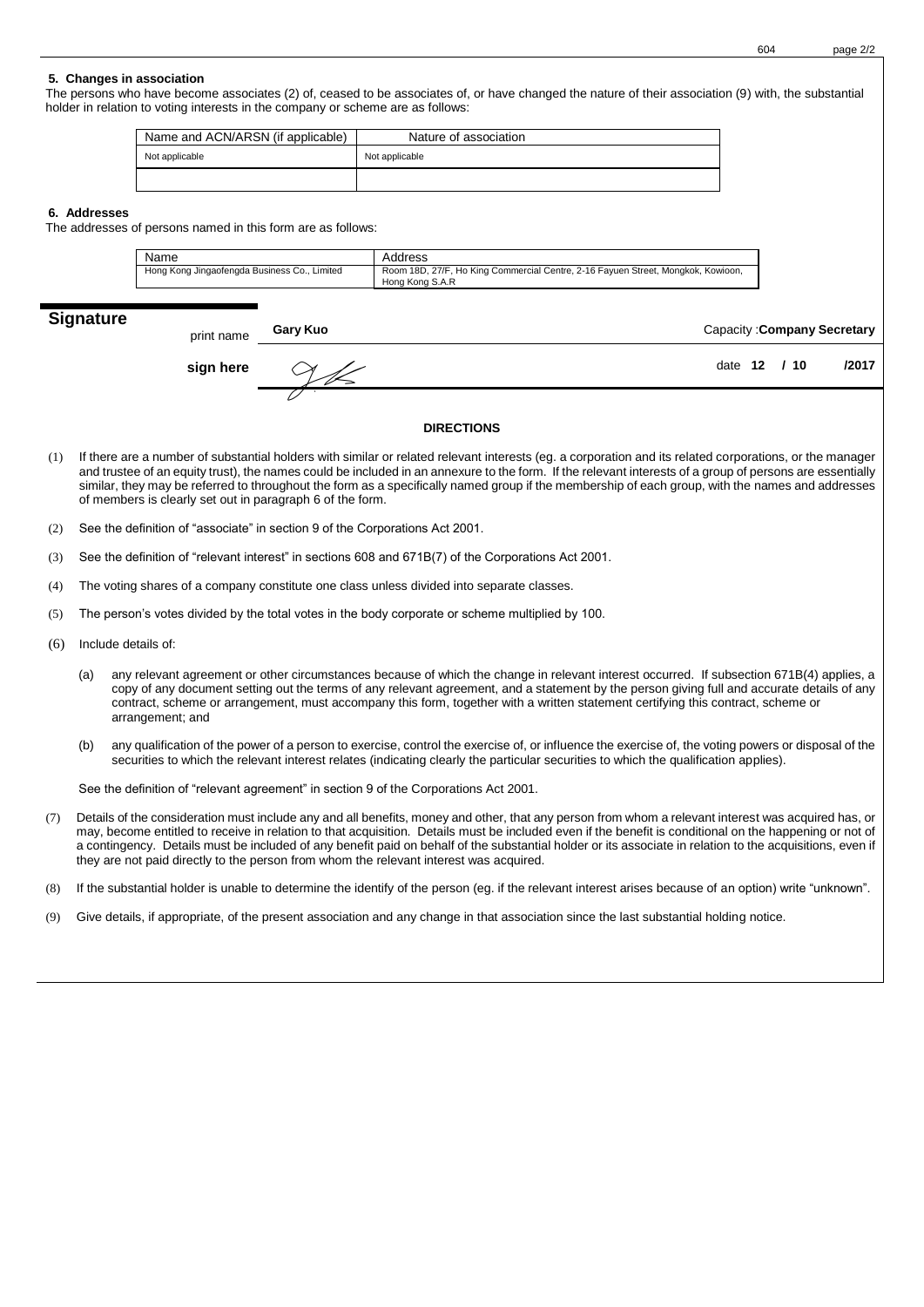### 5. Changes in association

The persons who have become associates (2) of, ceased to be associates of, or have changed the nature of their association (9) with, the substantial holder in relation to voting interests in the company or scheme are as follows:

| Name and ACN/ARSN (if applicable) | Nature of association |
|---|---|
| Not applicable | Not applicable |
| | |

### 6. Addresses

The addresses of persons named in this form are as follows:

| Name | Address |
|---|---|
| Hong Kong Jingaofengda Business Co., Limited | Room 18D, 27/F, Ho King Commercial Centre, 2-16 Fayuen Street, Mongkok, Kowioon, Hong Kong S.A.R |

## Signature

print name **Gary Kuo** Capacity :**Company Secretary**

**sign here** date **12 / 10 /2017**

### DIRECTIONS

(1) If there are a number of substantial holders with similar or related relevant interests (eg. a corporation and its related corporations, or the manager and trustee of an equity trust), the names could be included in an annexure to the form. If the relevant interests of a group of persons are essentially similar, they may be referred to throughout the form as a specifically named group if the membership of each group, with the names and addresses of members is clearly set out in paragraph 6 of the form.

(2) See the definition of "associate" in section 9 of the Corporations Act 2001.

(3) See the definition of "relevant interest" in sections 608 and 671B(7) of the Corporations Act 2001.

(4) The voting shares of a company constitute one class unless divided into separate classes.

(5) The person's votes divided by the total votes in the body corporate or scheme multiplied by 100.

(6) Include details of:

(a) any relevant agreement or other circumstances because of which the change in relevant interest occurred. If subsection 671B(4) applies, a copy of any document setting out the terms of any relevant agreement, and a statement by the person giving full and accurate details of any contract, scheme or arrangement, must accompany this form, together with a written statement certifying this contract, scheme or arrangement; and

(b) any qualification of the power of a person to exercise, control the exercise of, or influence the exercise of, the voting powers or disposal of the securities to which the relevant interest relates (indicating clearly the particular securities to which the qualification applies).

See the definition of "relevant agreement" in section 9 of the Corporations Act 2001.

(7) Details of the consideration must include any and all benefits, money and other, that any person from whom a relevant interest was acquired has, or may, become entitled to receive in relation to that acquisition. Details must be included even if the benefit is conditional on the happening or not of a contingency. Details must be included of any benefit paid on behalf of the substantial holder or its associate in relation to the acquisitions, even if they are not paid directly to the person from whom the relevant interest was acquired.

(8) If the substantial holder is unable to determine the identify of the person (eg. if the relevant interest arises because of an option) write "unknown".

(9) Give details, if appropriate, of the present association and any change in that association since the last substantial holding notice.